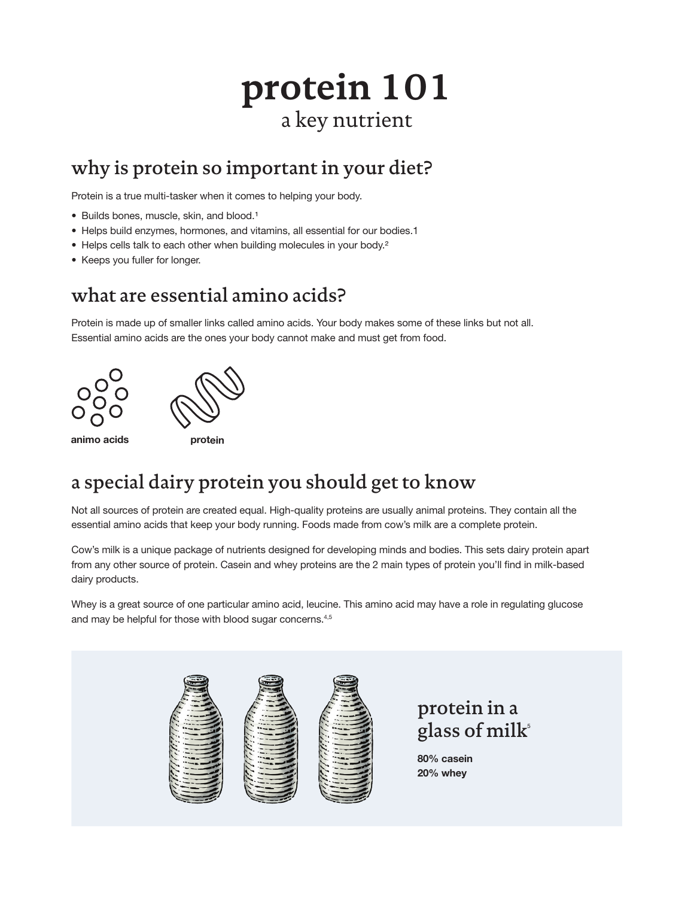# protein 101

a key nutrient

## why is protein so important in your diet?

Protein is a true multi-tasker when it comes to helping your body.

- Builds bones, muscle, skin, and blood.[1]
- Helps build enzymes, hormones, and vitamins, all essential for our bodies.1
- Helps cells talk to each other when building molecules in your body.[2]
- Keeps you fuller for longer.

## what are essential amino acids?

Protein is made up of smaller links called amino acids. Your body makes some of these links but not all. Essential amino acids are the ones your body cannot make and must get from food.

**animo acids**

**protein**

## a special dairy protein you should get to know

Not all sources of protein are created equal. High-quality proteins are usually animal proteins. They contain all the essential amino acids that keep your body running. Foods made from cow's milk are a complete protein.

Cow's milk is a unique package of nutrients designed for developing minds and bodies. This sets dairy protein apart from any other source of protein. Casein and whey proteins are the 2 main types of protein you'll find in milk-based dairy products.

Whey is a great source of one particular amino acid, leucine. This amino acid may have a role in regulating glucose and may be helpful for those with blood sugar concerns.[4,5]

### protein in a glass of milk[5]

**80% casein**
**20% whey**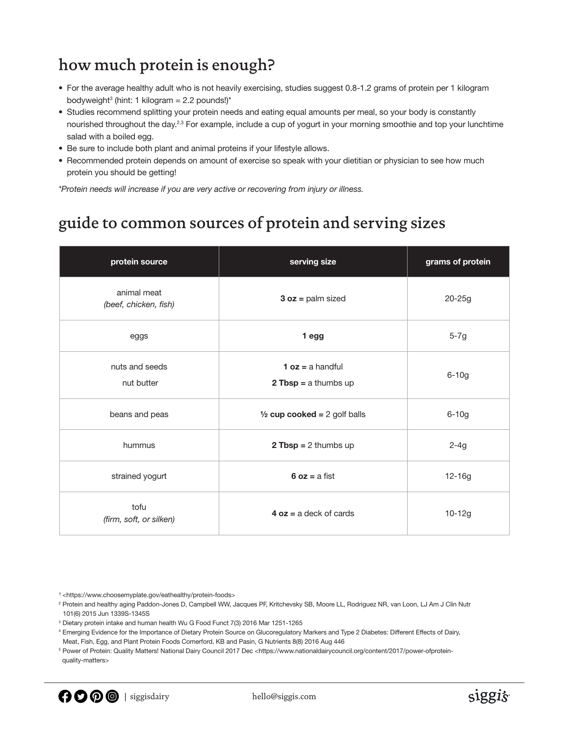## how much protein is enough?

- For the average healthy adult who is not heavily exercising, studies suggest 0.8-1.2 grams of protein per 1 kilogram bodyweight[3] (hint: 1 kilogram = 2.2 pounds!)*
- Studies recommend splitting your protein needs and eating equal amounts per meal, so your body is constantly nourished throughout the day.[2,3] For example, include a cup of yogurt in your morning smoothie and top your lunchtime salad with a boiled egg.
- Be sure to include both plant and animal proteins if your lifestyle allows.
- Recommended protein depends on amount of exercise so speak with your dietitian or physician to see how much protein you should be getting!

*\*Protein needs will increase if you are very active or recovering from injury or illness.*

## guide to common sources of protein and serving sizes

| protein source | serving size | grams of protein |
|---|---|---|
| animal meat *(beef, chicken, fish)* | **3 oz =** palm sized | 20-25g |
| eggs | **1 egg** | 5-7g |
| nuts and seeds<br>nut butter | **1 oz =** a handful<br>**2 Tbsp =** a thumbs up | 6-10g |
| beans and peas | **½ cup cooked =** 2 golf balls | 6-10g |
| hummus | **2 Tbsp =** 2 thumbs up | 2-4g |
| strained yogurt | **6 oz =** a fist | 12-16g |
| tofu *(firm, soft, or silken)* | **4 oz =** a deck of cards | 10-12g |

[1] <https://www.choosemyplate.gov/eathealthy/protein-foods>

[2] Protein and healthy aging Paddon-Jones D, Campbell WW, Jacques PF, Kritchevsky SB, Moore LL, Rodriguez NR, van Loon, LJ Am J Clin Nutr 101(6) 2015 Jun 1339S-1345S

[3] Dietary protein intake and human health Wu G Food Funct 7(3) 2016 Mar 1251-1265

[4] Emerging Evidence for the Importance of Dietary Protein Source on Glucoregulatory Markers and Type 2 Diabetes: Different Effects of Dairy, Meat, Fish, Egg, and Plant Protein Foods Comerford, KB and Pasin, G Nutrients 8(8) 2016 Aug 446

[5] Power of Protein: Quality Matters! National Dairy Council 2017 Dec <https://www.nationaldairycouncil.org/content/2017/power-ofprotein-quality-matters>

| siggisdairy    hello@siggis.com    siggi's